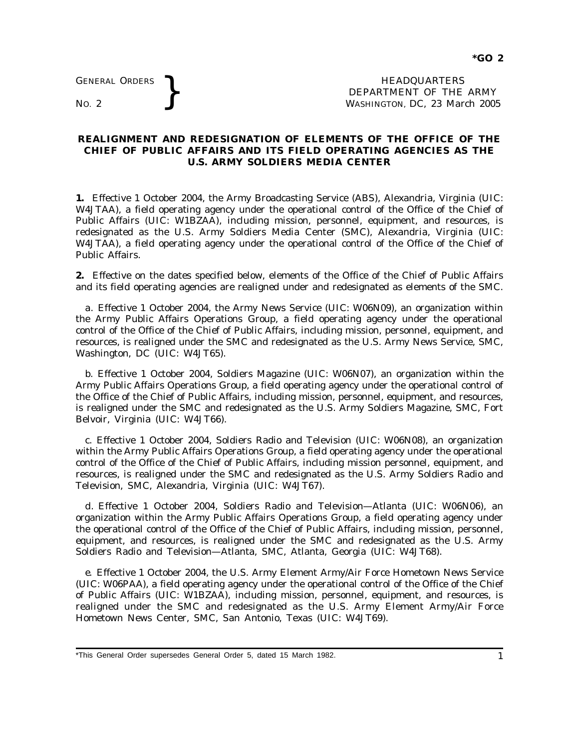*GO 2

GENERAL ORDERS
NO. 2

HEADQUARTERS
DEPARTMENT OF THE ARMY
WASHINGTON, DC, 23 March 2005

# REALIGNMENT AND REDESIGNATION OF ELEMENTS OF THE OFFICE OF THE CHIEF OF PUBLIC AFFAIRS AND ITS FIELD OPERATING AGENCIES AS THE U.S. ARMY SOLDIERS MEDIA CENTER

**1.** Effective 1 October 2004, the Army Broadcasting Service (ABS), Alexandria, Virginia (UIC: W4JTAA), a field operating agency under the operational control of the Office of the Chief of Public Affairs (UIC: W1BZAA), including mission, personnel, equipment, and resources, is redesignated as the U.S. Army Soldiers Media Center (SMC), Alexandria, Virginia (UIC: W4JTAA), a field operating agency under the operational control of the Office of the Chief of Public Affairs.

**2.** Effective on the dates specified below, elements of the Office of the Chief of Public Affairs and its field operating agencies are realigned under and redesignated as elements of the SMC.

a. Effective 1 October 2004, the Army News Service (UIC: W06N09), an organization within the Army Public Affairs Operations Group, a field operating agency under the operational control of the Office of the Chief of Public Affairs, including mission, personnel, equipment, and resources, is realigned under the SMC and redesignated as the U.S. Army News Service, SMC, Washington, DC (UIC: W4JT65).

b. Effective 1 October 2004, Soldiers Magazine (UIC: W06N07), an organization within the Army Public Affairs Operations Group, a field operating agency under the operational control of the Office of the Chief of Public Affairs, including mission, personnel, equipment, and resources, is realigned under the SMC and redesignated as the U.S. Army Soldiers Magazine, SMC, Fort Belvoir, Virginia (UIC: W4JT66).

c. Effective 1 October 2004, Soldiers Radio and Television (UIC: W06N08), an organization within the Army Public Affairs Operations Group, a field operating agency under the operational control of the Office of the Chief of Public Affairs, including mission personnel, equipment, and resources, is realigned under the SMC and redesignated as the U.S. Army Soldiers Radio and Television, SMC, Alexandria, Virginia (UIC: W4JT67).

d. Effective 1 October 2004, Soldiers Radio and Television—Atlanta (UIC: W06N06), an organization within the Army Public Affairs Operations Group, a field operating agency under the operational control of the Office of the Chief of Public Affairs, including mission, personnel, equipment, and resources, is realigned under the SMC and redesignated as the U.S. Army Soldiers Radio and Television—Atlanta, SMC, Atlanta, Georgia (UIC: W4JT68).

e. Effective 1 October 2004, the U.S. Army Element Army/Air Force Hometown News Service (UIC: W06PAA), a field operating agency under the operational control of the Office of the Chief of Public Affairs (UIC: W1BZAA), including mission, personnel, equipment, and resources, is realigned under the SMC and redesignated as the U.S. Army Element Army/Air Force Hometown News Center, SMC, San Antonio, Texas (UIC: W4JT69).

*This General Order supersedes General Order 5, dated 15 March 1982.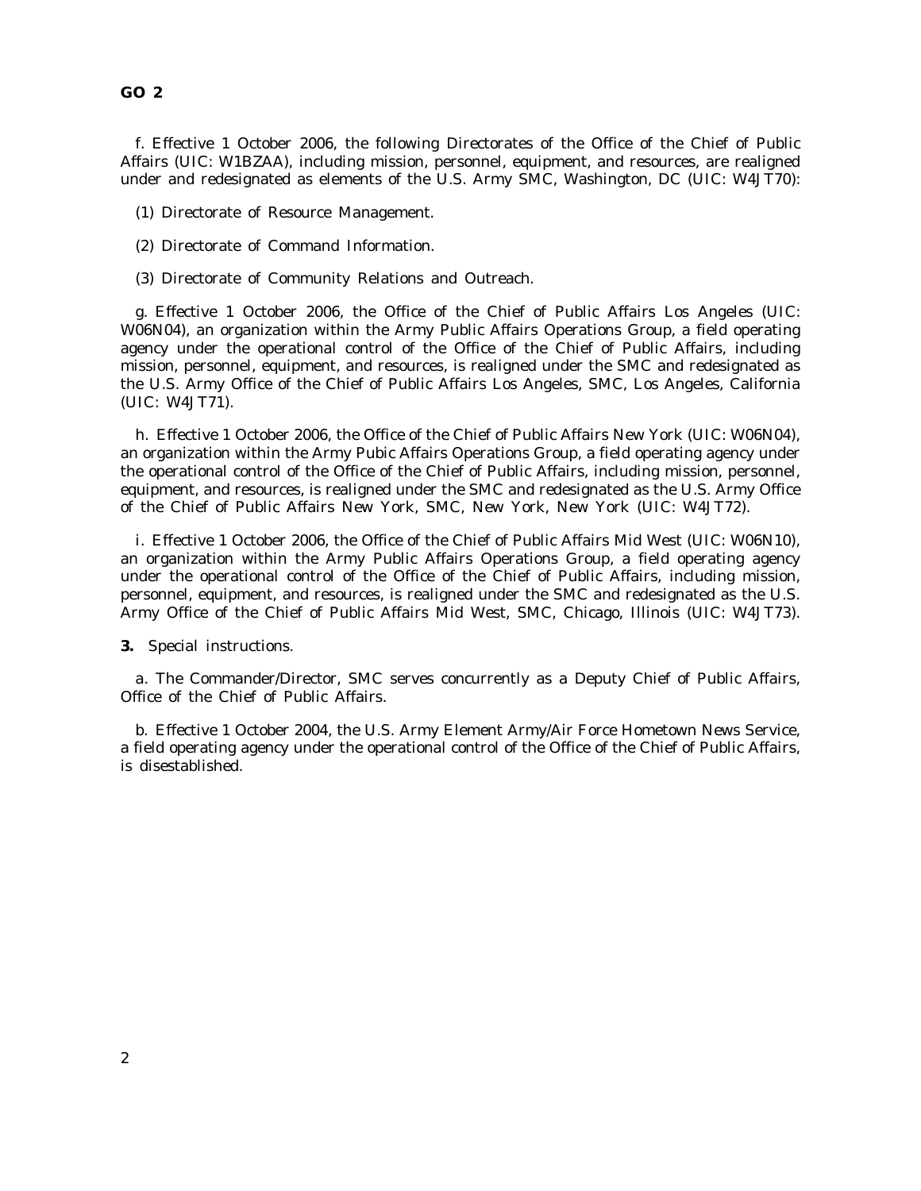f. Effective 1 October 2006, the following Directorates of the Office of the Chief of Public Affairs (UIC: W1BZAA), including mission, personnel, equipment, and resources, are realigned under and redesignated as elements of the U.S. Army SMC, Washington, DC (UIC: W4JT70):

(1) Directorate of Resource Management.

(2) Directorate of Command Information.

(3) Directorate of Community Relations and Outreach.

g. Effective 1 October 2006, the Office of the Chief of Public Affairs Los Angeles (UIC: W06N04), an organization within the Army Public Affairs Operations Group, a field operating agency under the operational control of the Office of the Chief of Public Affairs, including mission, personnel, equipment, and resources, is realigned under the SMC and redesignated as the U.S. Army Office of the Chief of Public Affairs Los Angeles, SMC, Los Angeles, California (UIC: W4JT71).

h. Effective 1 October 2006, the Office of the Chief of Public Affairs New York (UIC: W06N04), an organization within the Army Pubic Affairs Operations Group, a field operating agency under the operational control of the Office of the Chief of Public Affairs, including mission, personnel, equipment, and resources, is realigned under the SMC and redesignated as the U.S. Army Office of the Chief of Public Affairs New York, SMC, New York, New York (UIC: W4JT72).

i. Effective 1 October 2006, the Office of the Chief of Public Affairs Mid West (UIC: W06N10), an organization within the Army Public Affairs Operations Group, a field operating agency under the operational control of the Office of the Chief of Public Affairs, including mission, personnel, equipment, and resources, is realigned under the SMC and redesignated as the U.S. Army Office of the Chief of Public Affairs Mid West, SMC, Chicago, Illinois (UIC: W4JT73).

**3.** Special instructions.

a. The Commander/Director, SMC serves concurrently as a Deputy Chief of Public Affairs, Office of the Chief of Public Affairs.

b. Effective 1 October 2004, the U.S. Army Element Army/Air Force Hometown News Service, a field operating agency under the operational control of the Office of the Chief of Public Affairs, is disestablished.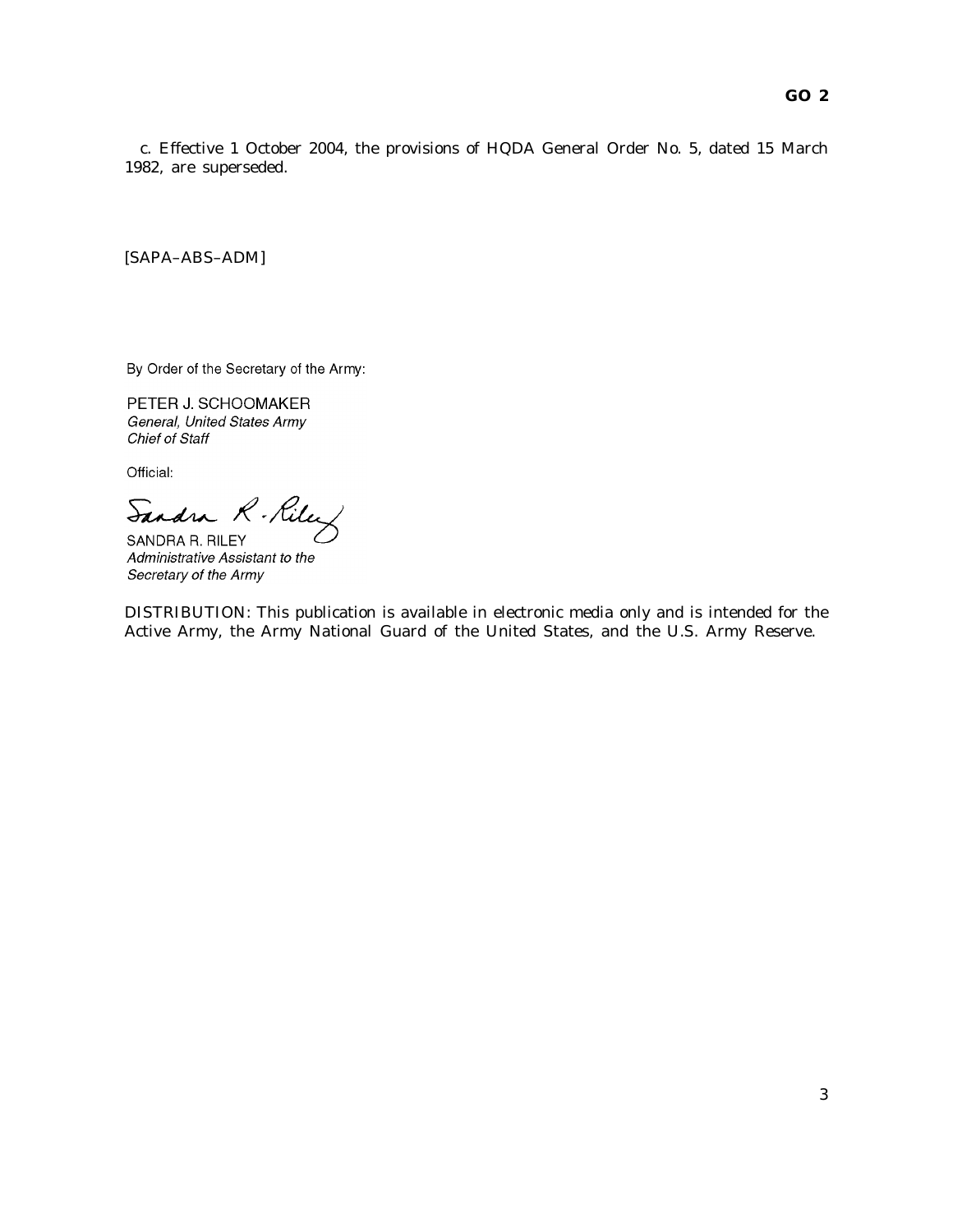c. Effective 1 October 2004, the provisions of HQDA General Order No. 5, dated 15 March 1982, are superseded.

[SAPA–ABS–ADM]

By Order of the Secretary of the Army:

PETER J. SCHOOMAKER
*General, United States Army*
*Chief of Staff*

Official:

SANDRA R. RILEY
*Administrative Assistant to the*
*Secretary of the Army*

DISTRIBUTION: This publication is available in electronic media only and is intended for the Active Army, the Army National Guard of the United States, and the U.S. Army Reserve.